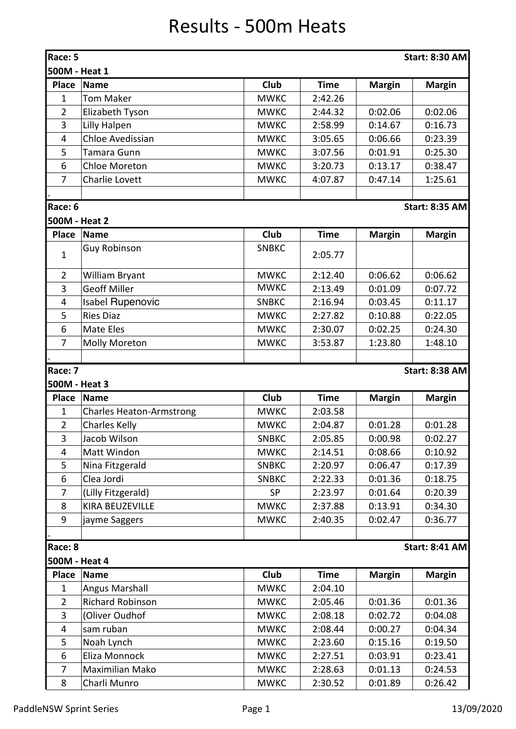# Results - 500m Heats

**Race: 5** — **Start: 8:30 AM**

**500M - Heat 1**

| Place | Name | Club | Time | Margin | Margin |
|---|---|---|---|---|---|
| 1 | Tom Maker | MWKC | 2:42.26 | | |
| 2 | Elizabeth Tyson | MWKC | 2:44.32 | 0:02.06 | 0:02.06 |
| 3 | Lilly Halpen | MWKC | 2:58.99 | 0:14.67 | 0:16.73 |
| 4 | Chloe Avedissian | MWKC | 3:05.65 | 0:06.66 | 0:23.39 |
| 5 | Tamara Gunn | MWKC | 3:07.56 | 0:01.91 | 0:25.30 |
| 6 | Chloe Moreton | MWKC | 3:20.73 | 0:13.17 | 0:38.47 |
| 7 | Charlie Lovett | MWKC | 4:07.87 | 0:47.14 | 1:25.61 |
| . | | | | | |

**Race: 6** — **Start: 8:35 AM**

**500M - Heat 2**

| Place | Name | Club | Time | Margin | Margin |
|---|---|---|---|---|---|
| 1 | Guy Robinson | SNBKC | 2:05.77 | | |
| 2 | William Bryant | MWKC | 2:12.40 | 0:06.62 | 0:06.62 |
| 3 | Geoff Miller | MWKC | 2:13.49 | 0:01.09 | 0:07.72 |
| 4 | Isabel Rupenovic | SNBKC | 2:16.94 | 0:03.45 | 0:11.17 |
| 5 | Ries Diaz | MWKC | 2:27.82 | 0:10.88 | 0:22.05 |
| 6 | Mate Eles | MWKC | 2:30.07 | 0:02.25 | 0:24.30 |
| 7 | Molly Moreton | MWKC | 3:53.87 | 1:23.80 | 1:48.10 |
| . | | | | | |

**Race: 7** — **Start: 8:38 AM**

**500M - Heat 3**

| Place | Name | Club | Time | Margin | Margin |
|---|---|---|---|---|---|
| 1 | Charles Heaton-Armstrong | MWKC | 2:03.58 | | |
| 2 | Charles Kelly | MWKC | 2:04.87 | 0:01.28 | 0:01.28 |
| 3 | Jacob Wilson | SNBKC | 2:05.85 | 0:00.98 | 0:02.27 |
| 4 | Matt Windon | MWKC | 2:14.51 | 0:08.66 | 0:10.92 |
| 5 | Nina Fitzgerald | SNBKC | 2:20.97 | 0:06.47 | 0:17.39 |
| 6 | Clea Jordi | SNBKC | 2:22.33 | 0:01.36 | 0:18.75 |
| 7 | (Lilly Fitzgerald) | SP | 2:23.97 | 0:01.64 | 0:20.39 |
| 8 | KIRA BEUZEVILLE | MWKC | 2:37.88 | 0:13.91 | 0:34.30 |
| 9 | jayme Saggers | MWKC | 2:40.35 | 0:02.47 | 0:36.77 |
| . | | | | | |

**Race: 8** — **Start: 8:41 AM**

**500M - Heat 4**

| Place | Name | Club | Time | Margin | Margin |
|---|---|---|---|---|---|
| 1 | Angus Marshall | MWKC | 2:04.10 | | |
| 2 | Richard Robinson | MWKC | 2:05.46 | 0:01.36 | 0:01.36 |
| 3 | (Oliver Oudhof | MWKC | 2:08.18 | 0:02.72 | 0:04.08 |
| 4 | sam ruban | MWKC | 2:08.44 | 0:00.27 | 0:04.34 |
| 5 | Noah Lynch | MWKC | 2:23.60 | 0:15.16 | 0:19.50 |
| 6 | Eliza Monnock | MWKC | 2:27.51 | 0:03.91 | 0:23.41 |
| 7 | Maximilian Mako | MWKC | 2:28.63 | 0:01.13 | 0:24.53 |
| 8 | Charli Munro | MWKC | 2:30.52 | 0:01.89 | 0:26.42 |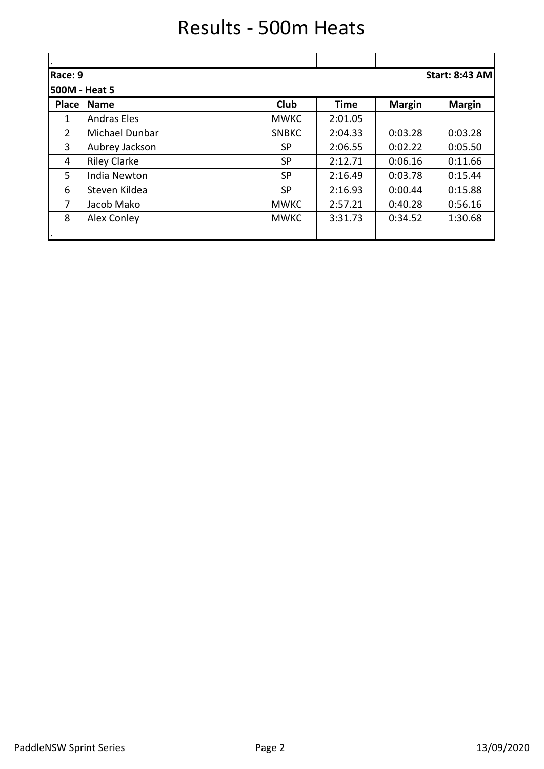# Results - 500m Heats

| | | | | | |
|---|---|---|---|---|---|
| . | | | | | |
| **Race: 9** | | | | | **Start: 8:43 AM** |
| **500M - Heat 5** | | | | | |
| **Place** | **Name** | **Club** | **Time** | **Margin** | **Margin** |
| 1 | Andras Eles | MWKC | 2:01.05 | | |
| 2 | Michael Dunbar | SNBKC | 2:04.33 | 0:03.28 | 0:03.28 |
| 3 | Aubrey Jackson | SP | 2:06.55 | 0:02.22 | 0:05.50 |
| 4 | Riley Clarke | SP | 2:12.71 | 0:06.16 | 0:11.66 |
| 5 | India Newton | SP | 2:16.49 | 0:03.78 | 0:15.44 |
| 6 | Steven Kildea | SP | 2:16.93 | 0:00.44 | 0:15.88 |
| 7 | Jacob Mako | MWKC | 2:57.21 | 0:40.28 | 0:56.16 |
| 8 | Alex Conley | MWKC | 3:31.73 | 0:34.52 | 1:30.68 |
| . | | | | | |

PaddleNSW Sprint Series

13/09/2020